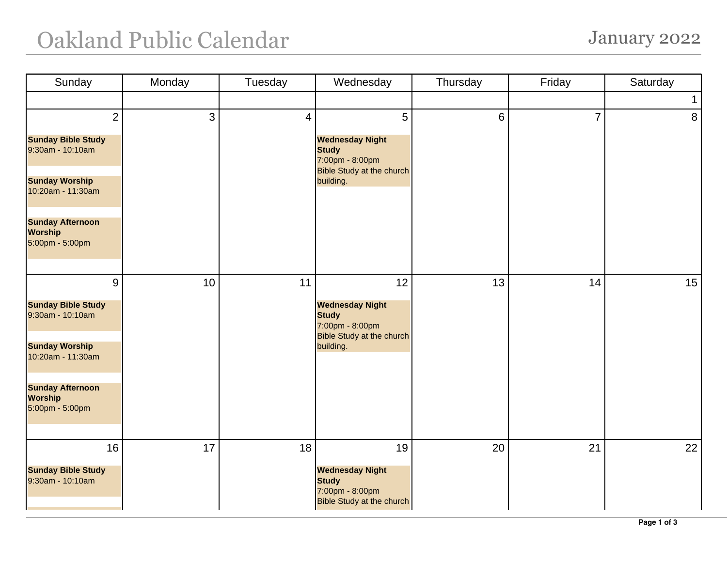# Oakland Public Calendar

## January 2022

| Sunday | Monday | Tuesday | Wednesday | Thursday | Friday | Saturday |
|---|---|---|---|---|---|---|
| | | | | | | 1 |
| 2<br>**Sunday Bible Study**<br>9:30am - 10:10am<br>**Sunday Worship**<br>10:20am - 11:30am<br>**Sunday Afternoon Worship**<br>5:00pm - 5:00pm | 3 | 4 | 5<br>**Wednesday Night Study**<br>7:00pm - 8:00pm<br>Bible Study at the church building. | 6 | 7 | 8 |
| 9<br>**Sunday Bible Study**<br>9:30am - 10:10am<br>**Sunday Worship**<br>10:20am - 11:30am<br>**Sunday Afternoon Worship**<br>5:00pm - 5:00pm | 10 | 11 | 12<br>**Wednesday Night Study**<br>7:00pm - 8:00pm<br>Bible Study at the church building. | 13 | 14 | 15 |
| 16<br>**Sunday Bible Study**<br>9:30am - 10:10am | 17 | 18 | 19<br>**Wednesday Night Study**<br>7:00pm - 8:00pm<br>Bible Study at the church | 20 | 21 | 22 |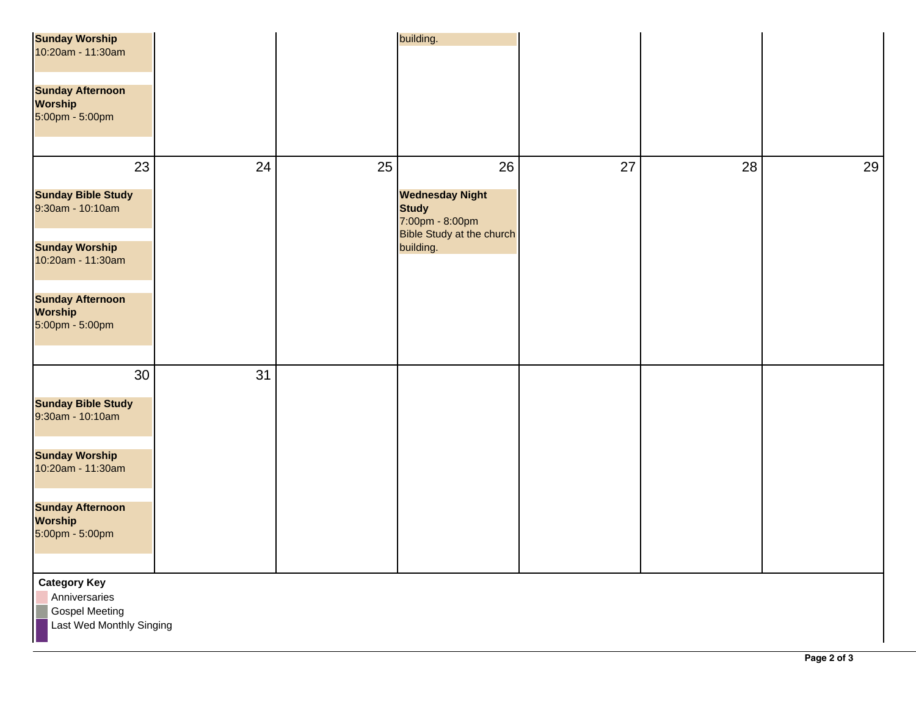| | | | | | | |
|---|---|---|---|---|---|---|
| **Sunday Worship** 10:20am - 11:30am<br><br>**Sunday Afternoon Worship** 5:00pm - 5:00pm | | | building. | | | |
| 23<br><br>**Sunday Bible Study** 9:30am - 10:10am<br><br>**Sunday Worship** 10:20am - 11:30am<br><br>**Sunday Afternoon Worship** 5:00pm - 5:00pm | 24 | 25 | 26<br><br>**Wednesday Night Study** 7:00pm - 8:00pm Bible Study at the church building. | 27 | 28 | 29 |
| 30<br><br>**Sunday Bible Study** 9:30am - 10:10am<br><br>**Sunday Worship** 10:20am - 11:30am<br><br>**Sunday Afternoon Worship** 5:00pm - 5:00pm | 31 | | | | | |

**Category Key**

- Anniversaries
- Gospel Meeting
- Last Wed Monthly Singing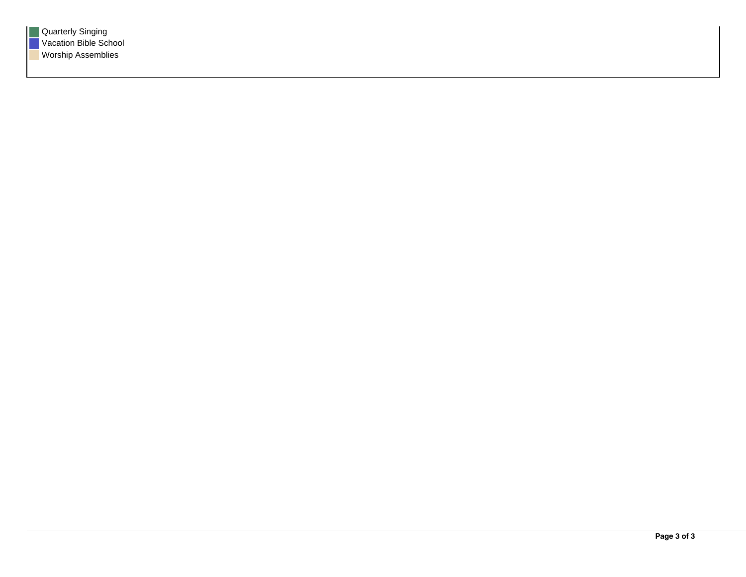- Quarterly Singing
- Vacation Bible School
- Worship Assemblies